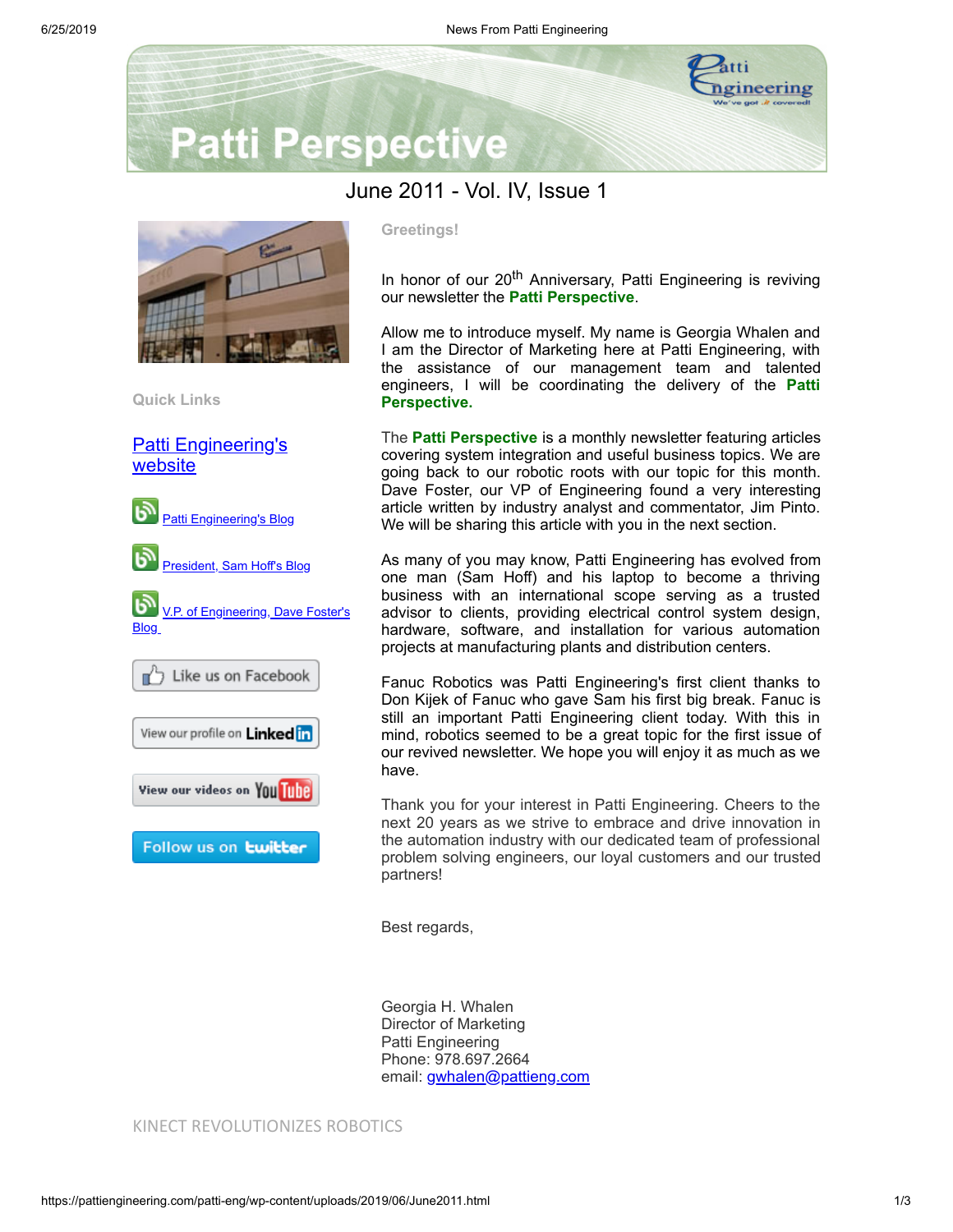# Patti Perspective

June 2011 - Vol. IV, Issue 1

**Quick Links**

[Patti Engineering's website]

[Patti Engineering's Blog]

[President, Sam Hoff's Blog]

[V.P. of Engineering, Dave Foster's Blog]

Like us on Facebook

View our profile on LinkedIn

View our videos on YouTube

Follow us on twitter

**Greetings!**

In honor of our 20th Anniversary, Patti Engineering is reviving our newsletter the **Patti Perspective**.

Allow me to introduce myself. My name is Georgia Whalen and I am the Director of Marketing here at Patti Engineering, with the assistance of our management team and talented engineers, I will be coordinating the delivery of the **Patti Perspective.**

The **Patti Perspective** is a monthly newsletter featuring articles covering system integration and useful business topics. We are going back to our robotic roots with our topic for this month. Dave Foster, our VP of Engineering found a very interesting article written by industry analyst and commentator, Jim Pinto. We will be sharing this article with you in the next section.

As many of you may know, Patti Engineering has evolved from one man (Sam Hoff) and his laptop to become a thriving business with an international scope serving as a trusted advisor to clients, providing electrical control system design, hardware, software, and installation for various automation projects at manufacturing plants and distribution centers.

Fanuc Robotics was Patti Engineering's first client thanks to Don Kijek of Fanuc who gave Sam his first big break. Fanuc is still an important Patti Engineering client today. With this in mind, robotics seemed to be a great topic for the first issue of our revived newsletter. We hope you will enjoy it as much as we have.

Thank you for your interest in Patti Engineering. Cheers to the next 20 years as we strive to embrace and drive innovation in the automation industry with our dedicated team of professional problem solving engineers, our loyal customers and our trusted partners!

Best regards,

Georgia H. Whalen
Director of Marketing
Patti Engineering
Phone: 978.697.2664
email: gwhalen@pattieng.com

## KINECT REVOLUTIONIZES ROBOTICS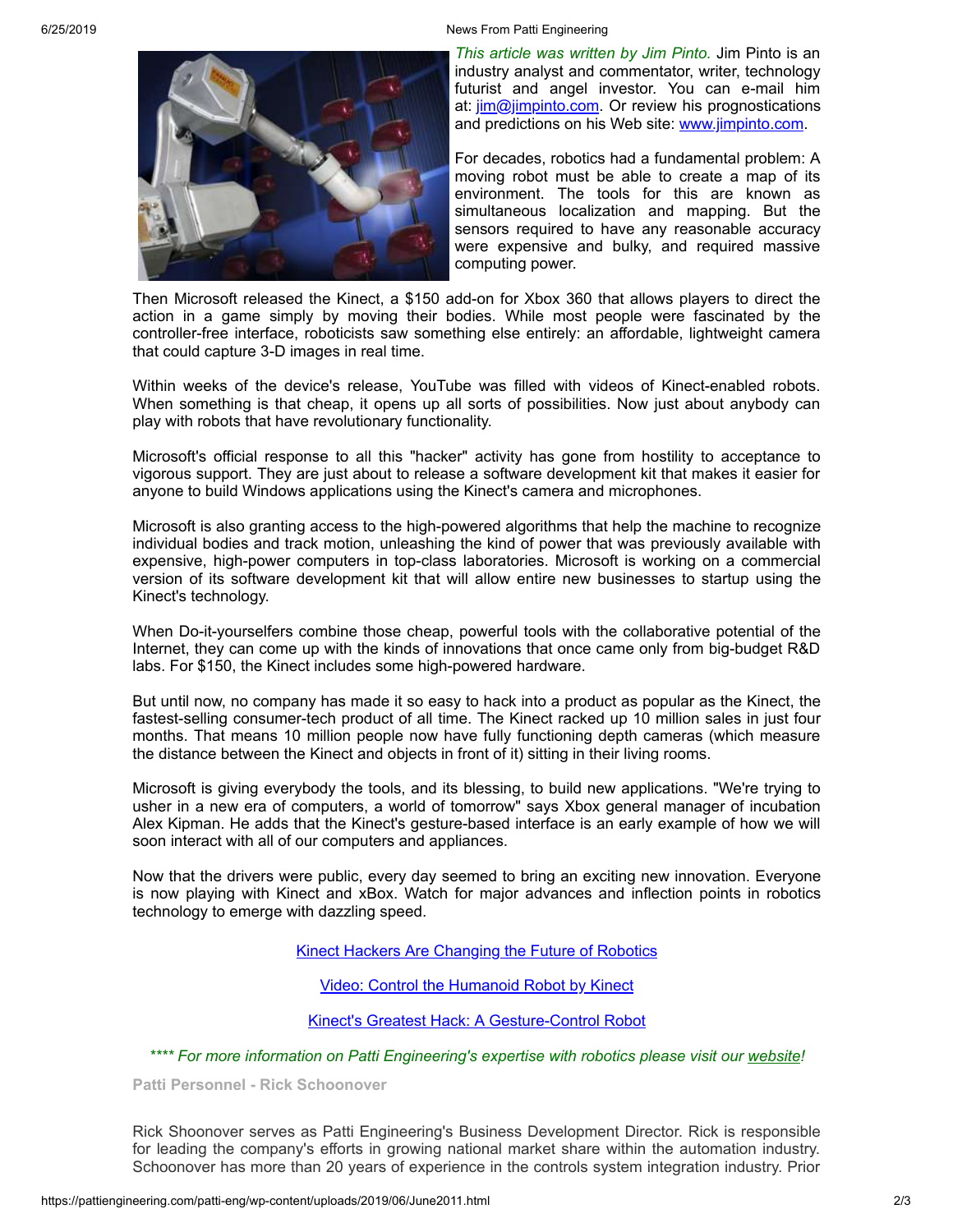*This article was written by Jim Pinto.* Jim Pinto is an industry analyst and commentator, writer, technology futurist and angel investor. You can e-mail him at: [jim@jimpinto.com](mailto:jim@jimpinto.com). Or review his prognostications and predictions on his Web site: [www.jimpinto.com](http://www.jimpinto.com).

For decades, robotics had a fundamental problem: A moving robot must be able to create a map of its environment. The tools for this are known as simultaneous localization and mapping. But the sensors required to have any reasonable accuracy were expensive and bulky, and required massive computing power.

Then Microsoft released the Kinect, a $150 add-on for Xbox 360 that allows players to direct the action in a game simply by moving their bodies. While most people were fascinated by the controller-free interface, roboticists saw something else entirely: an affordable, lightweight camera that could capture 3-D images in real time.

Within weeks of the device's release, YouTube was filled with videos of Kinect-enabled robots. When something is that cheap, it opens up all sorts of possibilities. Now just about anybody can play with robots that have revolutionary functionality.

Microsoft's official response to all this "hacker" activity has gone from hostility to acceptance to vigorous support. They are just about to release a software development kit that makes it easier for anyone to build Windows applications using the Kinect's camera and microphones.

Microsoft is also granting access to the high-powered algorithms that help the machine to recognize individual bodies and track motion, unleashing the kind of power that was previously available with expensive, high-power computers in top-class laboratories. Microsoft is working on a commercial version of its software development kit that will allow entire new businesses to startup using the Kinect's technology.

When Do-it-yourselfers combine those cheap, powerful tools with the collaborative potential of the Internet, they can come up with the kinds of innovations that once came only from big-budget R&D labs. For $150, the Kinect includes some high-powered hardware.

But until now, no company has made it so easy to hack into a product as popular as the Kinect, the fastest-selling consumer-tech product of all time. The Kinect racked up 10 million sales in just four months. That means 10 million people now have fully functioning depth cameras (which measure the distance between the Kinect and objects in front of it) sitting in their living rooms.

Microsoft is giving everybody the tools, and its blessing, to build new applications. "We're trying to usher in a new era of computers, a world of tomorrow" says Xbox general manager of incubation Alex Kipman. He adds that the Kinect's gesture-based interface is an early example of how we will soon interact with all of our computers and appliances.

Now that the drivers were public, every day seemed to bring an exciting new innovation. Everyone is now playing with Kinect and xBox. Watch for major advances and inflection points in robotics technology to emerge with dazzling speed.

[Kinect Hackers Are Changing the Future of Robotics]

[Video: Control the Humanoid Robot by Kinect]

[Kinect's Greatest Hack: A Gesture-Control Robot]

*\*\*\*\* For more information on Patti Engineering's expertise with robotics please visit our [website]!*

**Patti Personnel - Rick Schoonover**

Rick Shoonover serves as Patti Engineering's Business Development Director. Rick is responsible for leading the company's efforts in growing national market share within the automation industry. Schoonover has more than 20 years of experience in the controls system integration industry. Prior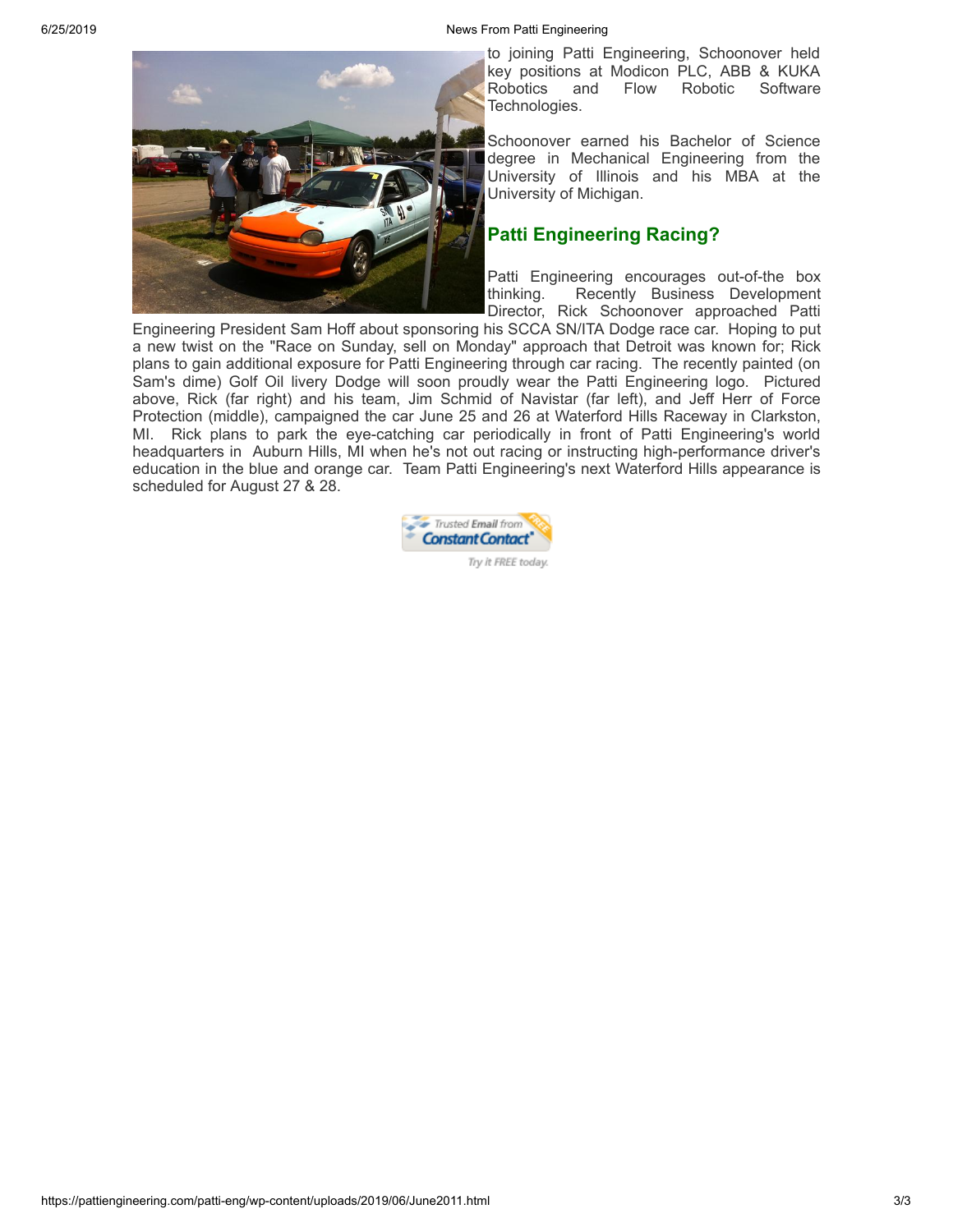to joining Patti Engineering, Schoonover held key positions at Modicon PLC, ABB & KUKA Robotics and Flow Robotic Software Technologies.

Schoonover earned his Bachelor of Science degree in Mechanical Engineering from the University of Illinois and his MBA at the University of Michigan.

## Patti Engineering Racing?

Patti Engineering encourages out-of-the box thinking. Recently Business Development Director, Rick Schoonover approached Patti Engineering President Sam Hoff about sponsoring his SCCA SN/ITA Dodge race car. Hoping to put a new twist on the "Race on Sunday, sell on Monday" approach that Detroit was known for; Rick plans to gain additional exposure for Patti Engineering through car racing. The recently painted (on Sam's dime) Golf Oil livery Dodge will soon proudly wear the Patti Engineering logo. Pictured above, Rick (far right) and his team, Jim Schmid of Navistar (far left), and Jeff Herr of Force Protection (middle), campaigned the car June 25 and 26 at Waterford Hills Raceway in Clarkston, MI. Rick plans to park the eye-catching car periodically in front of Patti Engineering's world headquarters in Auburn Hills, MI when he's not out racing or instructing high-performance driver's education in the blue and orange car. Team Patti Engineering's next Waterford Hills appearance is scheduled for August 27 & 28.

Trusted Email from Constant Contact

Try it FREE today.